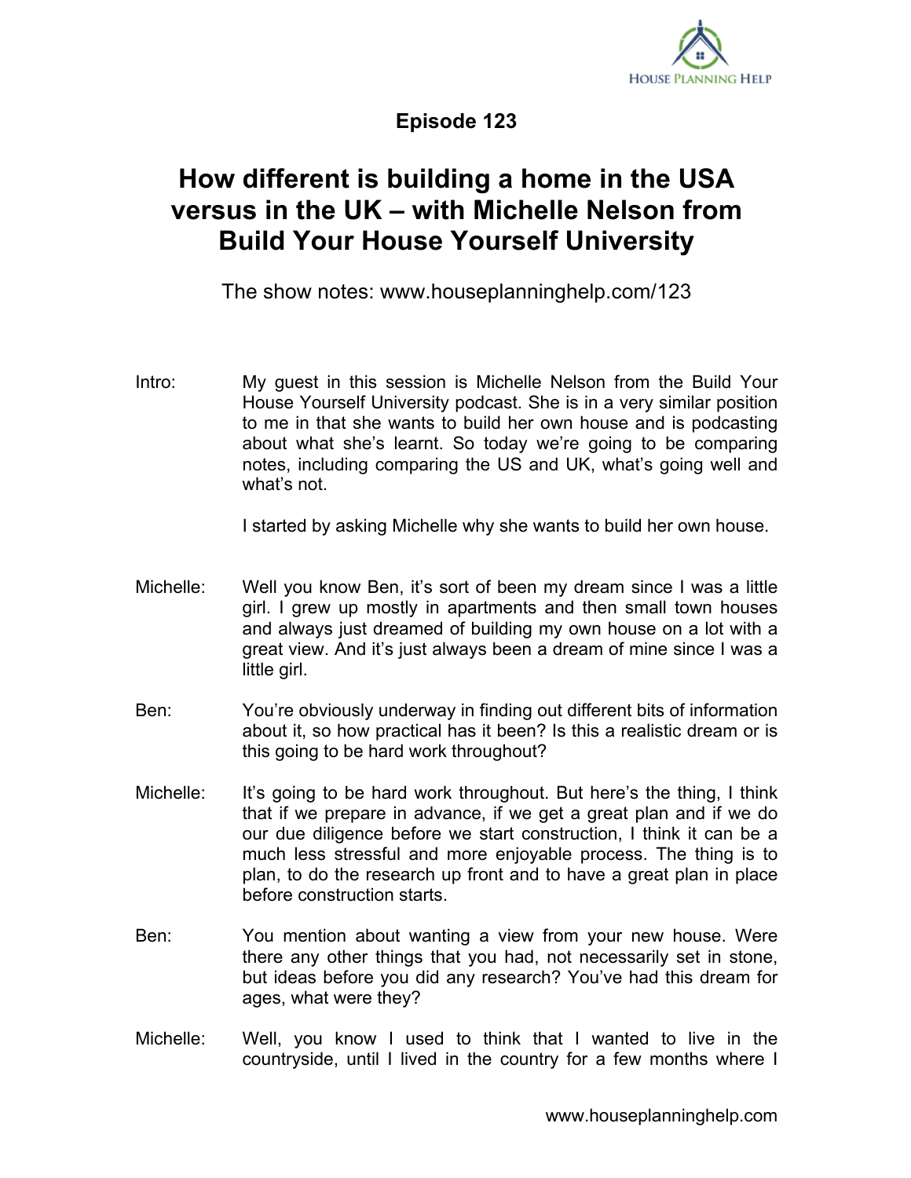## Episode 123

# How different is building a home in the USA versus in the UK – with Michelle Nelson from Build Your House Yourself University

The show notes: www.houseplanninghelp.com/123

Intro: My guest in this session is Michelle Nelson from the Build Your House Yourself University podcast. She is in a very similar position to me in that she wants to build her own house and is podcasting about what she's learnt. So today we're going to be comparing notes, including comparing the US and UK, what's going well and what's not.

I started by asking Michelle why she wants to build her own house.

Michelle: Well you know Ben, it's sort of been my dream since I was a little girl. I grew up mostly in apartments and then small town houses and always just dreamed of building my own house on a lot with a great view. And it's just always been a dream of mine since I was a little girl.

Ben: You're obviously underway in finding out different bits of information about it, so how practical has it been? Is this a realistic dream or is this going to be hard work throughout?

Michelle: It's going to be hard work throughout. But here's the thing, I think that if we prepare in advance, if we get a great plan and if we do our due diligence before we start construction, I think it can be a much less stressful and more enjoyable process. The thing is to plan, to do the research up front and to have a great plan in place before construction starts.

Ben: You mention about wanting a view from your new house. Were there any other things that you had, not necessarily set in stone, but ideas before you did any research? You've had this dream for ages, what were they?

Michelle: Well, you know I used to think that I wanted to live in the countryside, until I lived in the country for a few months where I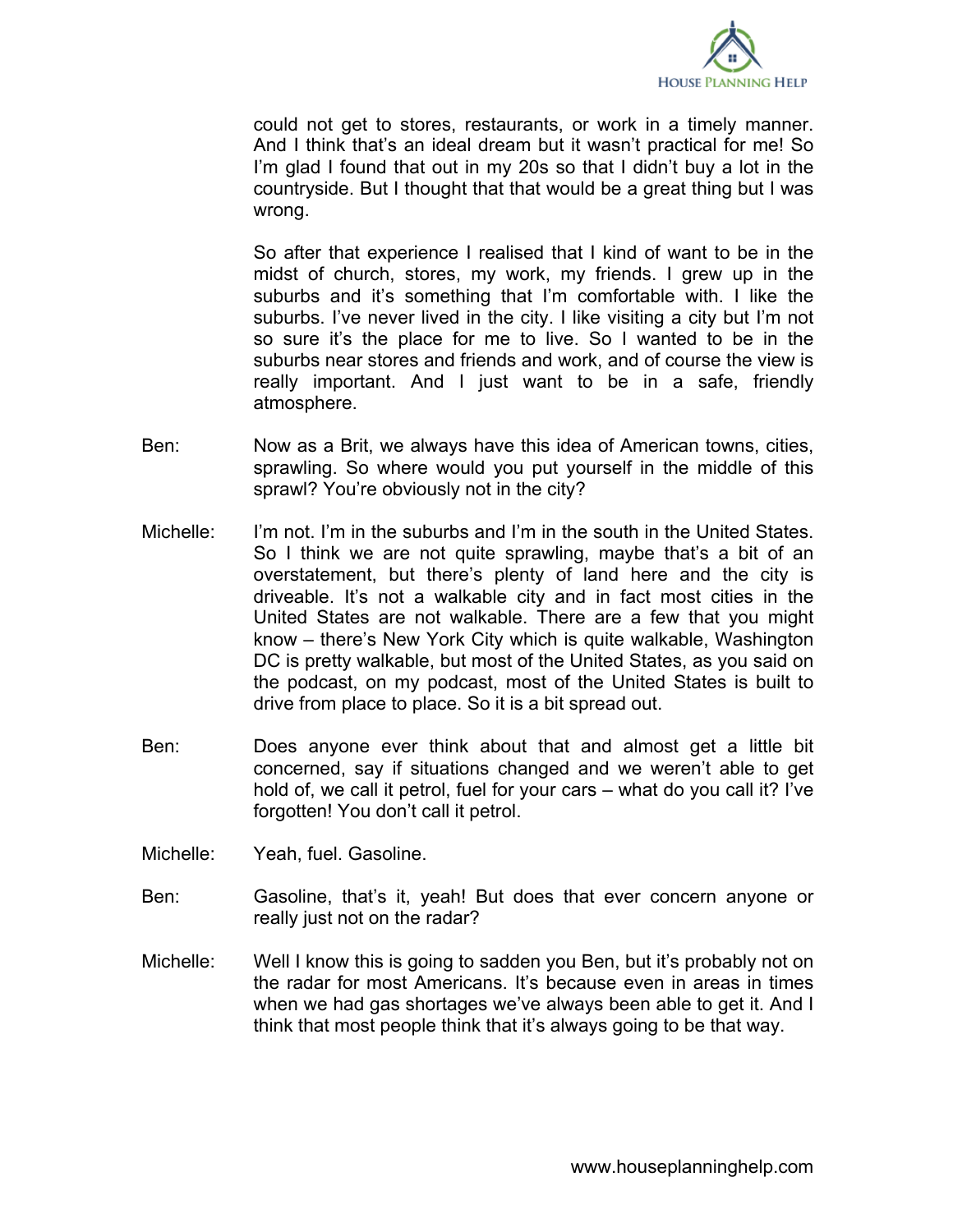could not get to stores, restaurants, or work in a timely manner. And I think that's an ideal dream but it wasn't practical for me! So I'm glad I found that out in my 20s so that I didn't buy a lot in the countryside. But I thought that that would be a great thing but I was wrong.

So after that experience I realised that I kind of want to be in the midst of church, stores, my work, my friends. I grew up in the suburbs and it's something that I'm comfortable with. I like the suburbs. I've never lived in the city. I like visiting a city but I'm not so sure it's the place for me to live. So I wanted to be in the suburbs near stores and friends and work, and of course the view is really important. And I just want to be in a safe, friendly atmosphere.

Ben: Now as a Brit, we always have this idea of American towns, cities, sprawling. So where would you put yourself in the middle of this sprawl? You're obviously not in the city?

Michelle: I'm not. I'm in the suburbs and I'm in the south in the United States. So I think we are not quite sprawling, maybe that's a bit of an overstatement, but there's plenty of land here and the city is driveable. It's not a walkable city and in fact most cities in the United States are not walkable. There are a few that you might know – there's New York City which is quite walkable, Washington DC is pretty walkable, but most of the United States, as you said on the podcast, on my podcast, most of the United States is built to drive from place to place. So it is a bit spread out.

Ben: Does anyone ever think about that and almost get a little bit concerned, say if situations changed and we weren't able to get hold of, we call it petrol, fuel for your cars – what do you call it? I've forgotten! You don't call it petrol.

Michelle: Yeah, fuel. Gasoline.

Ben: Gasoline, that's it, yeah! But does that ever concern anyone or really just not on the radar?

Michelle: Well I know this is going to sadden you Ben, but it's probably not on the radar for most Americans. It's because even in areas in times when we had gas shortages we've always been able to get it. And I think that most people think that it's always going to be that way.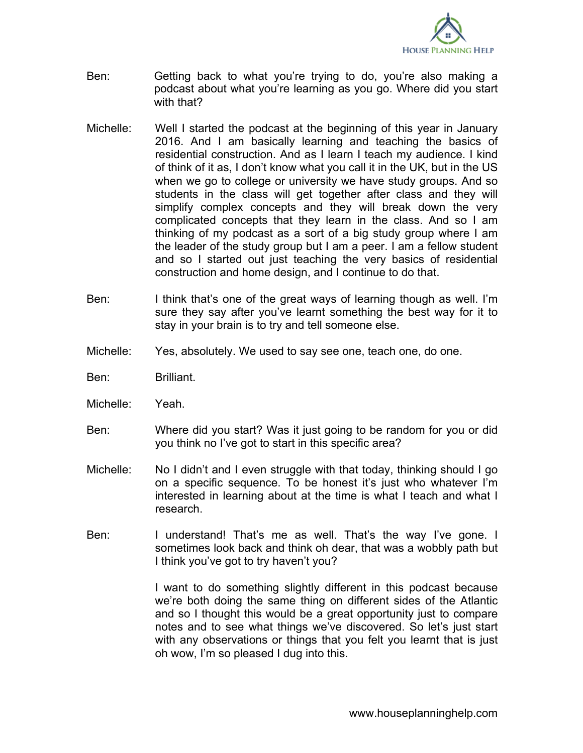**Ben:** Getting back to what you're trying to do, you're also making a podcast about what you're learning as you go. Where did you start with that?

**Michelle:** Well I started the podcast at the beginning of this year in January 2016. And I am basically learning and teaching the basics of residential construction. And as I learn I teach my audience. I kind of think of it as, I don't know what you call it in the UK, but in the US when we go to college or university we have study groups. And so students in the class will get together after class and they will simplify complex concepts and they will break down the very complicated concepts that they learn in the class. And so I am thinking of my podcast as a sort of a big study group where I am the leader of the study group but I am a peer. I am a fellow student and so I started out just teaching the very basics of residential construction and home design, and I continue to do that.

**Ben:** I think that's one of the great ways of learning though as well. I'm sure they say after you've learnt something the best way for it to stay in your brain is to try and tell someone else.

**Michelle:** Yes, absolutely. We used to say see one, teach one, do one.

**Ben:** Brilliant.

**Michelle:** Yeah.

**Ben:** Where did you start? Was it just going to be random for you or did you think no I've got to start in this specific area?

**Michelle:** No I didn't and I even struggle with that today, thinking should I go on a specific sequence. To be honest it's just who whatever I'm interested in learning about at the time is what I teach and what I research.

**Ben:** I understand! That's me as well. That's the way I've gone. I sometimes look back and think oh dear, that was a wobbly path but I think you've got to try haven't you?

I want to do something slightly different in this podcast because we're both doing the same thing on different sides of the Atlantic and so I thought this would be a great opportunity just to compare notes and to see what things we've discovered. So let's just start with any observations or things that you felt you learnt that is just oh wow, I'm so pleased I dug into this.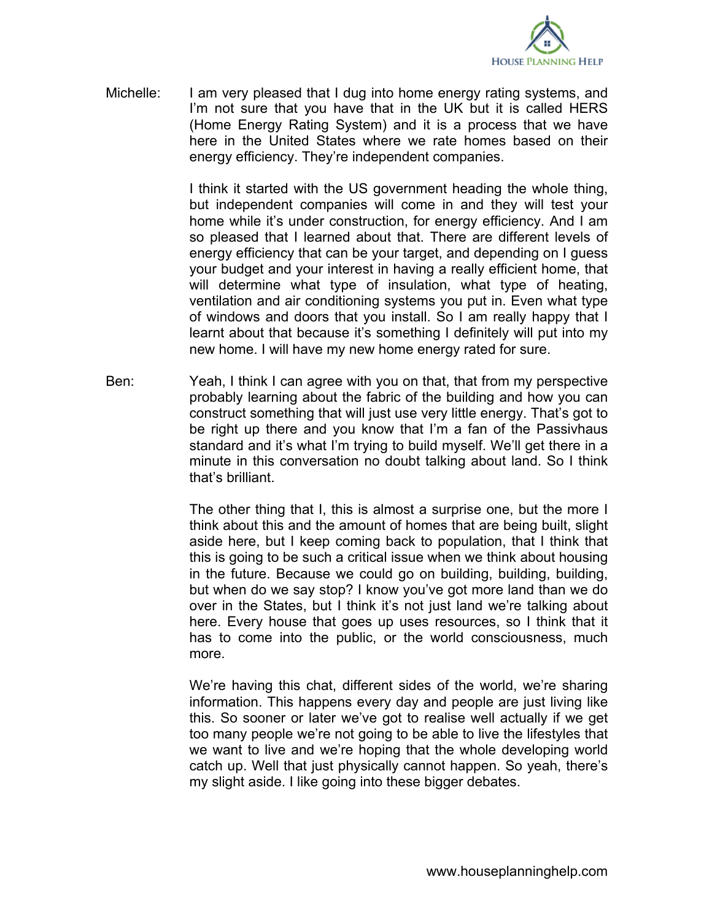Michelle: I am very pleased that I dug into home energy rating systems, and I'm not sure that you have that in the UK but it is called HERS (Home Energy Rating System) and it is a process that we have here in the United States where we rate homes based on their energy efficiency. They're independent companies.

I think it started with the US government heading the whole thing, but independent companies will come in and they will test your home while it's under construction, for energy efficiency. And I am so pleased that I learned about that. There are different levels of energy efficiency that can be your target, and depending on I guess your budget and your interest in having a really efficient home, that will determine what type of insulation, what type of heating, ventilation and air conditioning systems you put in. Even what type of windows and doors that you install. So I am really happy that I learnt about that because it's something I definitely will put into my new home. I will have my new home energy rated for sure.

Ben: Yeah, I think I can agree with you on that, that from my perspective probably learning about the fabric of the building and how you can construct something that will just use very little energy. That's got to be right up there and you know that I'm a fan of the Passivhaus standard and it's what I'm trying to build myself. We'll get there in a minute in this conversation no doubt talking about land. So I think that's brilliant.

The other thing that I, this is almost a surprise one, but the more I think about this and the amount of homes that are being built, slight aside here, but I keep coming back to population, that I think that this is going to be such a critical issue when we think about housing in the future. Because we could go on building, building, building, but when do we say stop? I know you've got more land than we do over in the States, but I think it's not just land we're talking about here. Every house that goes up uses resources, so I think that it has to come into the public, or the world consciousness, much more.

We're having this chat, different sides of the world, we're sharing information. This happens every day and people are just living like this. So sooner or later we've got to realise well actually if we get too many people we're not going to be able to live the lifestyles that we want to live and we're hoping that the whole developing world catch up. Well that just physically cannot happen. So yeah, there's my slight aside. I like going into these bigger debates.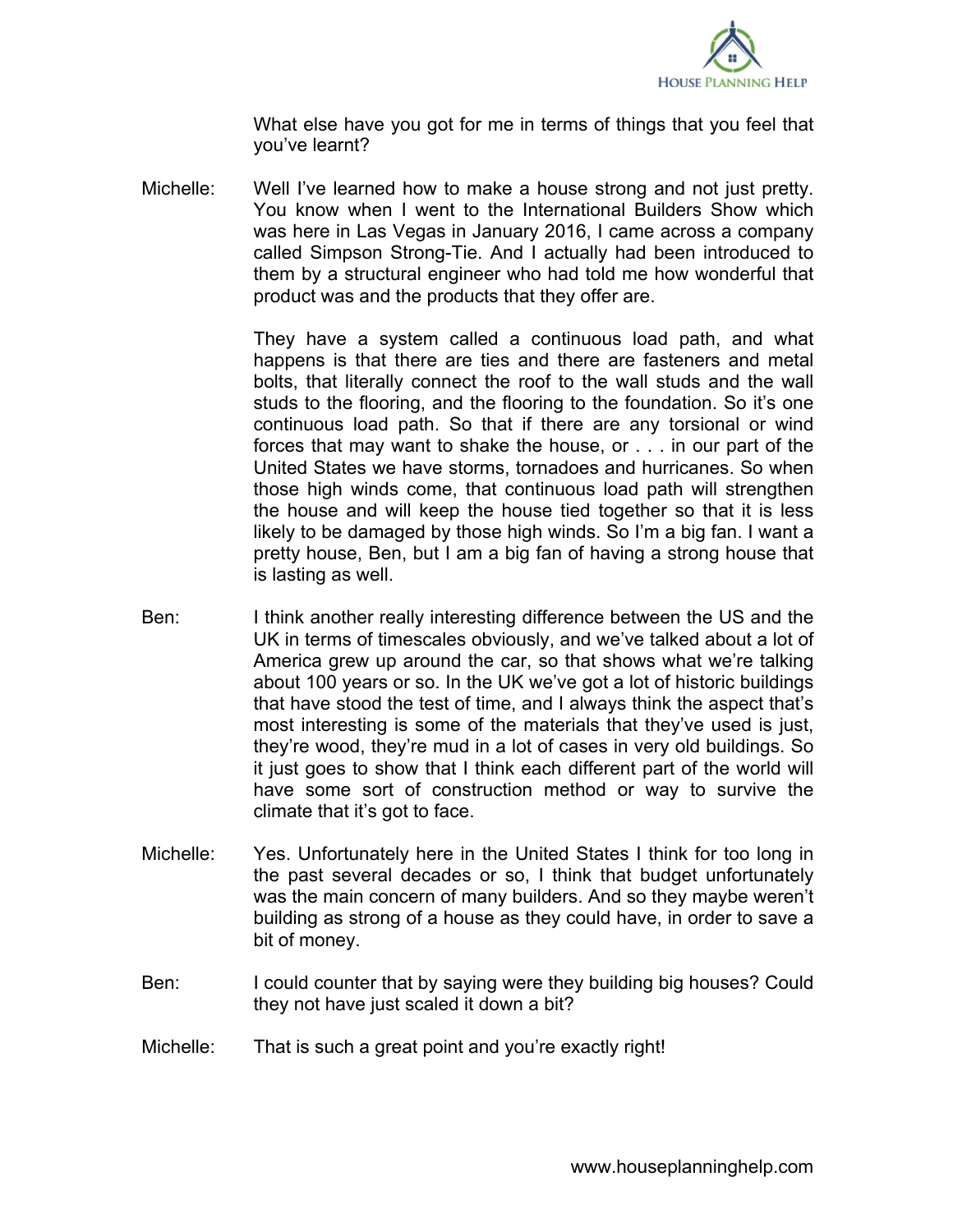What else have you got for me in terms of things that you feel that you've learnt?

Michelle: Well I've learned how to make a house strong and not just pretty. You know when I went to the International Builders Show which was here in Las Vegas in January 2016, I came across a company called Simpson Strong-Tie. And I actually had been introduced to them by a structural engineer who had told me how wonderful that product was and the products that they offer are.

They have a system called a continuous load path, and what happens is that there are ties and there are fasteners and metal bolts, that literally connect the roof to the wall studs and the wall studs to the flooring, and the flooring to the foundation. So it's one continuous load path. So that if there are any torsional or wind forces that may want to shake the house, or . . . in our part of the United States we have storms, tornadoes and hurricanes. So when those high winds come, that continuous load path will strengthen the house and will keep the house tied together so that it is less likely to be damaged by those high winds. So I'm a big fan. I want a pretty house, Ben, but I am a big fan of having a strong house that is lasting as well.

Ben: I think another really interesting difference between the US and the UK in terms of timescales obviously, and we've talked about a lot of America grew up around the car, so that shows what we're talking about 100 years or so. In the UK we've got a lot of historic buildings that have stood the test of time, and I always think the aspect that's most interesting is some of the materials that they've used is just, they're wood, they're mud in a lot of cases in very old buildings. So it just goes to show that I think each different part of the world will have some sort of construction method or way to survive the climate that it's got to face.

Michelle: Yes. Unfortunately here in the United States I think for too long in the past several decades or so, I think that budget unfortunately was the main concern of many builders. And so they maybe weren't building as strong of a house as they could have, in order to save a bit of money.

Ben: I could counter that by saying were they building big houses? Could they not have just scaled it down a bit?

Michelle: That is such a great point and you're exactly right!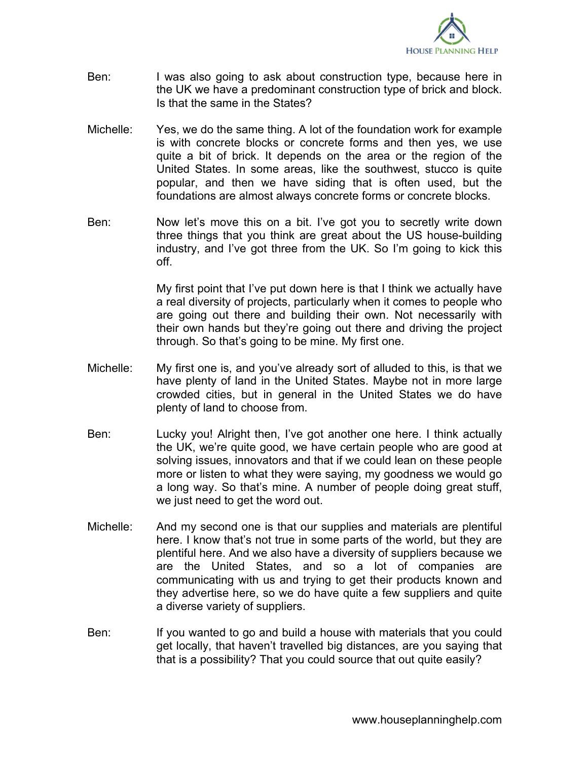Ben: I was also going to ask about construction type, because here in the UK we have a predominant construction type of brick and block. Is that the same in the States?

Michelle: Yes, we do the same thing. A lot of the foundation work for example is with concrete blocks or concrete forms and then yes, we use quite a bit of brick. It depends on the area or the region of the United States. In some areas, like the southwest, stucco is quite popular, and then we have siding that is often used, but the foundations are almost always concrete forms or concrete blocks.

Ben: Now let's move this on a bit. I've got you to secretly write down three things that you think are great about the US house-building industry, and I've got three from the UK. So I'm going to kick this off.

My first point that I've put down here is that I think we actually have a real diversity of projects, particularly when it comes to people who are going out there and building their own. Not necessarily with their own hands but they're going out there and driving the project through. So that's going to be mine. My first one.

Michelle: My first one is, and you've already sort of alluded to this, is that we have plenty of land in the United States. Maybe not in more large crowded cities, but in general in the United States we do have plenty of land to choose from.

Ben: Lucky you! Alright then, I've got another one here. I think actually the UK, we're quite good, we have certain people who are good at solving issues, innovators and that if we could lean on these people more or listen to what they were saying, my goodness we would go a long way. So that's mine. A number of people doing great stuff, we just need to get the word out.

Michelle: And my second one is that our supplies and materials are plentiful here. I know that's not true in some parts of the world, but they are plentiful here. And we also have a diversity of suppliers because we are the United States, and so a lot of companies are communicating with us and trying to get their products known and they advertise here, so we do have quite a few suppliers and quite a diverse variety of suppliers.

Ben: If you wanted to go and build a house with materials that you could get locally, that haven't travelled big distances, are you saying that that is a possibility? That you could source that out quite easily?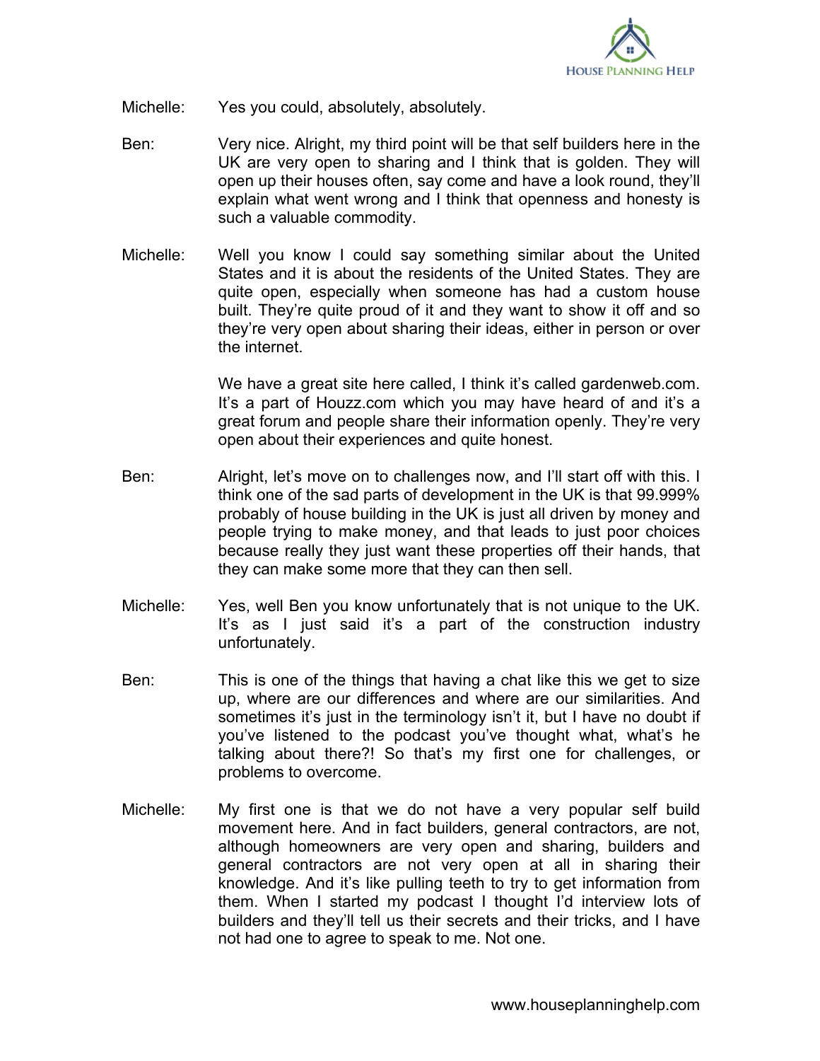Michelle: Yes you could, absolutely, absolutely.

Ben: Very nice. Alright, my third point will be that self builders here in the UK are very open to sharing and I think that is golden. They will open up their houses often, say come and have a look round, they'll explain what went wrong and I think that openness and honesty is such a valuable commodity.

Michelle: Well you know I could say something similar about the United States and it is about the residents of the United States. They are quite open, especially when someone has had a custom house built. They're quite proud of it and they want to show it off and so they're very open about sharing their ideas, either in person or over the internet.

We have a great site here called, I think it's called gardenweb.com. It's a part of Houzz.com which you may have heard of and it's a great forum and people share their information openly. They're very open about their experiences and quite honest.

Ben: Alright, let's move on to challenges now, and I'll start off with this. I think one of the sad parts of development in the UK is that 99.999% probably of house building in the UK is just all driven by money and people trying to make money, and that leads to just poor choices because really they just want these properties off their hands, that they can make some more that they can then sell.

Michelle: Yes, well Ben you know unfortunately that is not unique to the UK. It's as I just said it's a part of the construction industry unfortunately.

Ben: This is one of the things that having a chat like this we get to size up, where are our differences and where are our similarities. And sometimes it's just in the terminology isn't it, but I have no doubt if you've listened to the podcast you've thought what, what's he talking about there?! So that's my first one for challenges, or problems to overcome.

Michelle: My first one is that we do not have a very popular self build movement here. And in fact builders, general contractors, are not, although homeowners are very open and sharing, builders and general contractors are not very open at all in sharing their knowledge. And it's like pulling teeth to try to get information from them. When I started my podcast I thought I'd interview lots of builders and they'll tell us their secrets and their tricks, and I have not had one to agree to speak to me. Not one.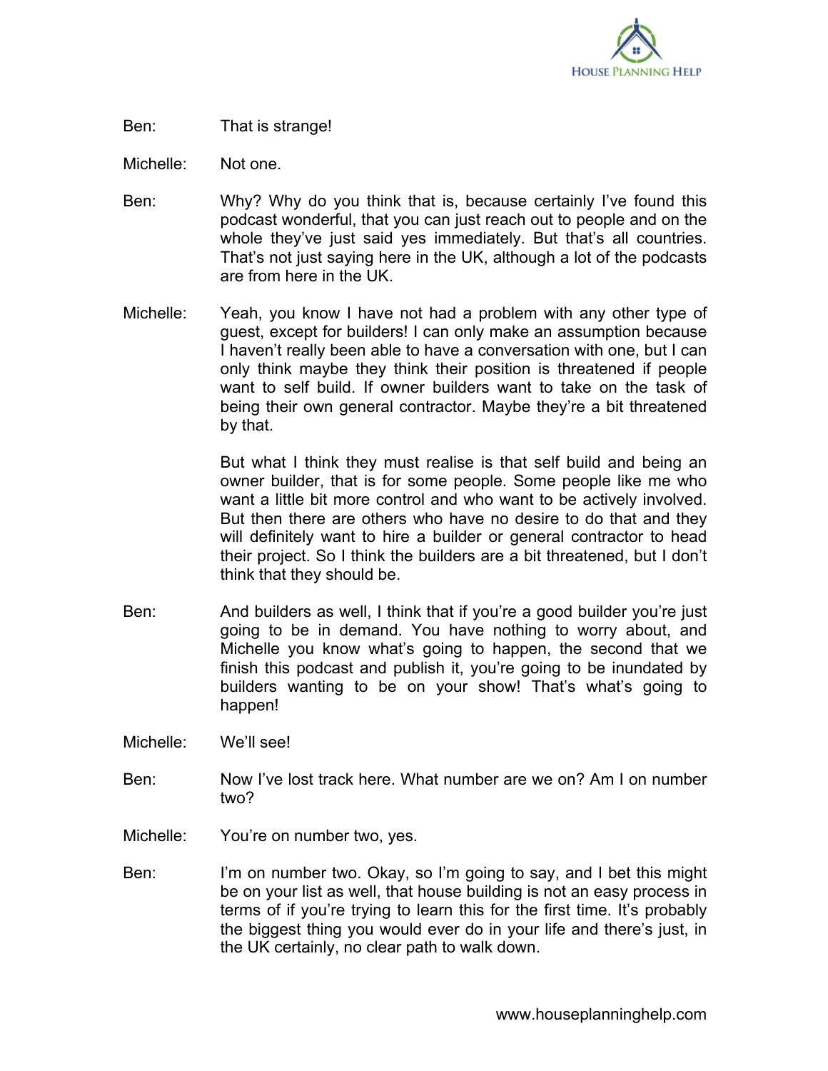Ben: That is strange!

Michelle: Not one.

Ben: Why? Why do you think that is, because certainly I've found this podcast wonderful, that you can just reach out to people and on the whole they've just said yes immediately. But that's all countries. That's not just saying here in the UK, although a lot of the podcasts are from here in the UK.

Michelle: Yeah, you know I have not had a problem with any other type of guest, except for builders! I can only make an assumption because I haven't really been able to have a conversation with one, but I can only think maybe they think their position is threatened if people want to self build. If owner builders want to take on the task of being their own general contractor. Maybe they're a bit threatened by that.

But what I think they must realise is that self build and being an owner builder, that is for some people. Some people like me who want a little bit more control and who want to be actively involved. But then there are others who have no desire to do that and they will definitely want to hire a builder or general contractor to head their project. So I think the builders are a bit threatened, but I don't think that they should be.

Ben: And builders as well, I think that if you're a good builder you're just going to be in demand. You have nothing to worry about, and Michelle you know what's going to happen, the second that we finish this podcast and publish it, you're going to be inundated by builders wanting to be on your show! That's what's going to happen!

Michelle: We'll see!

Ben: Now I've lost track here. What number are we on? Am I on number two?

Michelle: You're on number two, yes.

Ben: I'm on number two. Okay, so I'm going to say, and I bet this might be on your list as well, that house building is not an easy process in terms of if you're trying to learn this for the first time. It's probably the biggest thing you would ever do in your life and there's just, in the UK certainly, no clear path to walk down.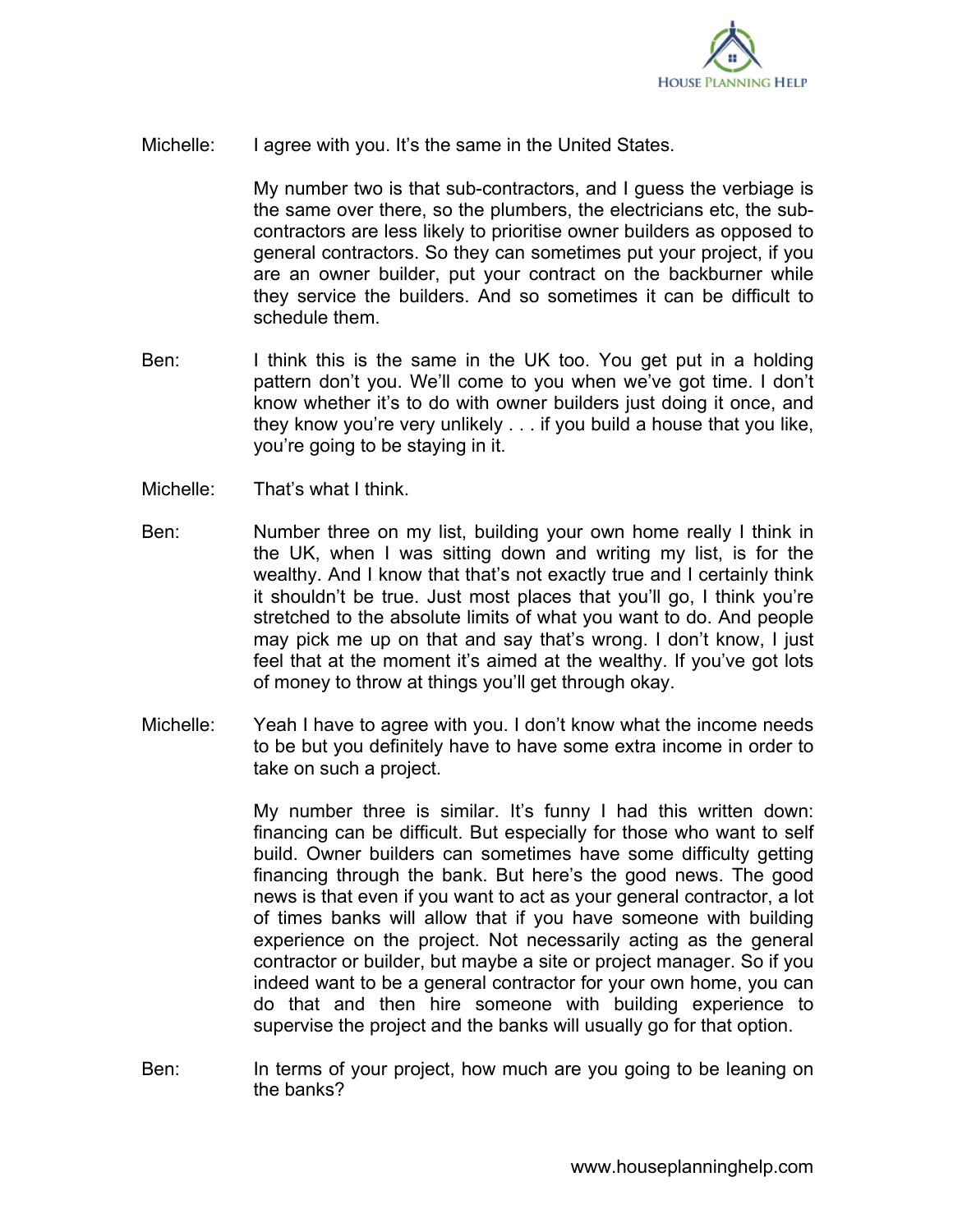Michelle: I agree with you. It's the same in the United States.

My number two is that sub-contractors, and I guess the verbiage is the same over there, so the plumbers, the electricians etc, the sub-contractors are less likely to prioritise owner builders as opposed to general contractors. So they can sometimes put your project, if you are an owner builder, put your contract on the backburner while they service the builders. And so sometimes it can be difficult to schedule them.

Ben: I think this is the same in the UK too. You get put in a holding pattern don't you. We'll come to you when we've got time. I don't know whether it's to do with owner builders just doing it once, and they know you're very unlikely . . . if you build a house that you like, you're going to be staying in it.

Michelle: That's what I think.

Ben: Number three on my list, building your own home really I think in the UK, when I was sitting down and writing my list, is for the wealthy. And I know that that's not exactly true and I certainly think it shouldn't be true. Just most places that you'll go, I think you're stretched to the absolute limits of what you want to do. And people may pick me up on that and say that's wrong. I don't know, I just feel that at the moment it's aimed at the wealthy. If you've got lots of money to throw at things you'll get through okay.

Michelle: Yeah I have to agree with you. I don't know what the income needs to be but you definitely have to have some extra income in order to take on such a project.

My number three is similar. It's funny I had this written down: financing can be difficult. But especially for those who want to self build. Owner builders can sometimes have some difficulty getting financing through the bank. But here's the good news. The good news is that even if you want to act as your general contractor, a lot of times banks will allow that if you have someone with building experience on the project. Not necessarily acting as the general contractor or builder, but maybe a site or project manager. So if you indeed want to be a general contractor for your own home, you can do that and then hire someone with building experience to supervise the project and the banks will usually go for that option.

Ben: In terms of your project, how much are you going to be leaning on the banks?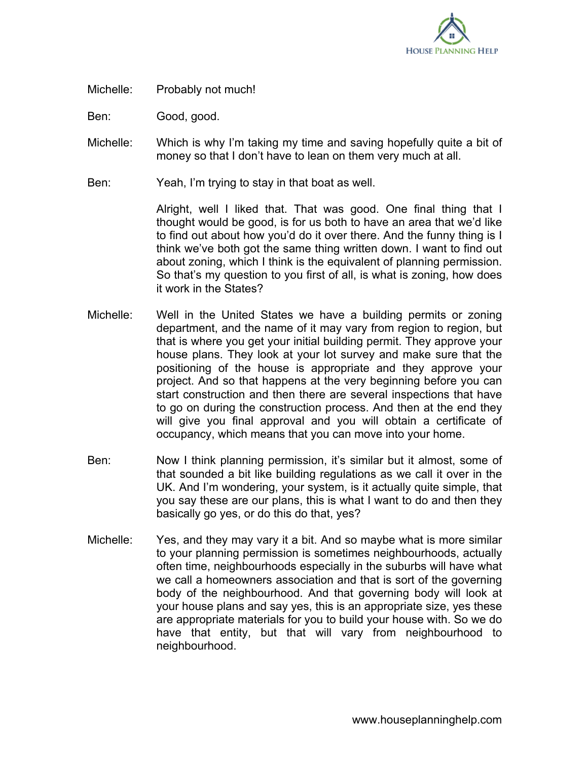Michelle: Probably not much!

Ben: Good, good.

Michelle: Which is why I'm taking my time and saving hopefully quite a bit of money so that I don't have to lean on them very much at all.

Ben: Yeah, I'm trying to stay in that boat as well.

Alright, well I liked that. That was good. One final thing that I thought would be good, is for us both to have an area that we'd like to find out about how you'd do it over there. And the funny thing is I think we've both got the same thing written down. I want to find out about zoning, which I think is the equivalent of planning permission. So that's my question to you first of all, is what is zoning, how does it work in the States?

Michelle: Well in the United States we have a building permits or zoning department, and the name of it may vary from region to region, but that is where you get your initial building permit. They approve your house plans. They look at your lot survey and make sure that the positioning of the house is appropriate and they approve your project. And so that happens at the very beginning before you can start construction and then there are several inspections that have to go on during the construction process. And then at the end they will give you final approval and you will obtain a certificate of occupancy, which means that you can move into your home.

Ben: Now I think planning permission, it's similar but it almost, some of that sounded a bit like building regulations as we call it over in the UK. And I'm wondering, your system, is it actually quite simple, that you say these are our plans, this is what I want to do and then they basically go yes, or do this do that, yes?

Michelle: Yes, and they may vary it a bit. And so maybe what is more similar to your planning permission is sometimes neighbourhoods, actually often time, neighbourhoods especially in the suburbs will have what we call a homeowners association and that is sort of the governing body of the neighbourhood. And that governing body will look at your house plans and say yes, this is an appropriate size, yes these are appropriate materials for you to build your house with. So we do have that entity, but that will vary from neighbourhood to neighbourhood.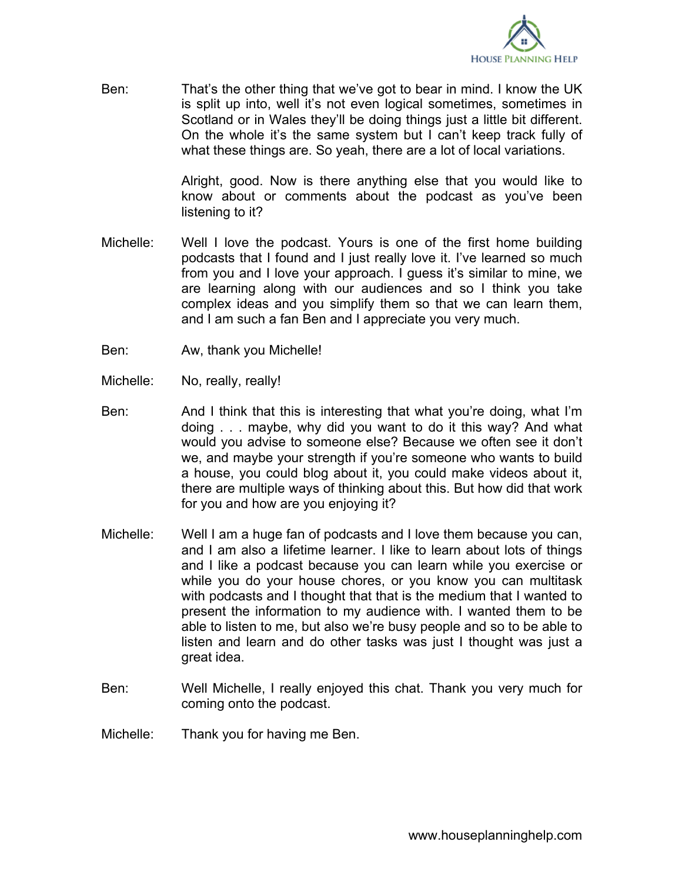Ben: That's the other thing that we've got to bear in mind. I know the UK is split up into, well it's not even logical sometimes, sometimes in Scotland or in Wales they'll be doing things just a little bit different. On the whole it's the same system but I can't keep track fully of what these things are. So yeah, there are a lot of local variations.

Alright, good. Now is there anything else that you would like to know about or comments about the podcast as you've been listening to it?

Michelle: Well I love the podcast. Yours is one of the first home building podcasts that I found and I just really love it. I've learned so much from you and I love your approach. I guess it's similar to mine, we are learning along with our audiences and so I think you take complex ideas and you simplify them so that we can learn them, and I am such a fan Ben and I appreciate you very much.

Ben: Aw, thank you Michelle!

Michelle: No, really, really!

Ben: And I think that this is interesting that what you're doing, what I'm doing . . . maybe, why did you want to do it this way? And what would you advise to someone else? Because we often see it don't we, and maybe your strength if you're someone who wants to build a house, you could blog about it, you could make videos about it, there are multiple ways of thinking about this. But how did that work for you and how are you enjoying it?

Michelle: Well I am a huge fan of podcasts and I love them because you can, and I am also a lifetime learner. I like to learn about lots of things and I like a podcast because you can learn while you exercise or while you do your house chores, or you know you can multitask with podcasts and I thought that that is the medium that I wanted to present the information to my audience with. I wanted them to be able to listen to me, but also we're busy people and so to be able to listen and learn and do other tasks was just I thought was just a great idea.

Ben: Well Michelle, I really enjoyed this chat. Thank you very much for coming onto the podcast.

Michelle: Thank you for having me Ben.